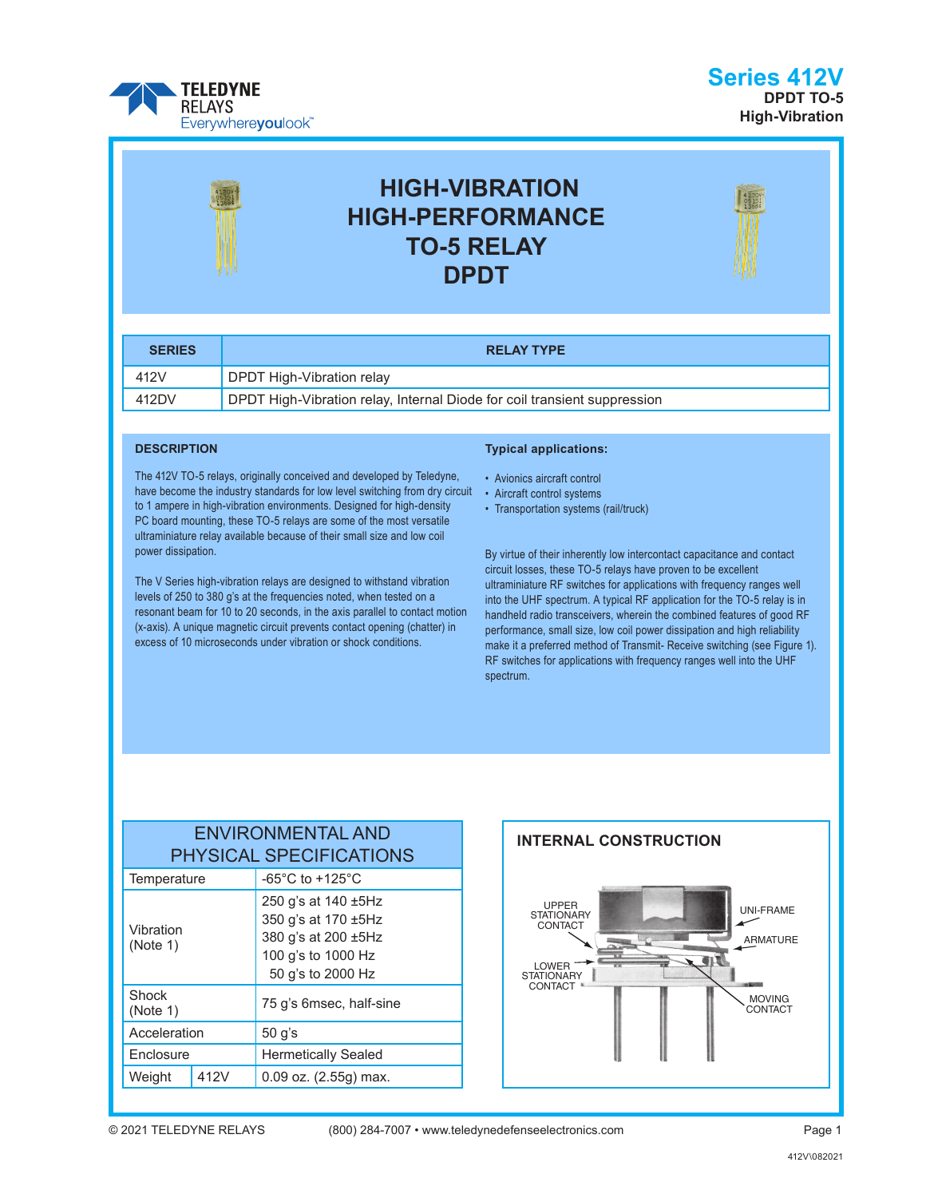# Series 412V

**DPDT TO-5**
**High-Vibration**

# HIGH-VIBRATION HIGH-PERFORMANCE TO-5 RELAY DPDT

| SERIES | RELAY TYPE |
|---|---|
| 412V | DPDT High-Vibration relay |
| 412DV | DPDT High-Vibration relay, Internal Diode for coil transient suppression |

## DESCRIPTION

The 412V TO-5 relays, originally conceived and developed by Teledyne, have become the industry standards for low level switching from dry circuit to 1 ampere in high-vibration environments. Designed for high-density PC board mounting, these TO-5 relays are some of the most versatile ultraminiature relay available because of their small size and low coil power dissipation.

The V Series high-vibration relays are designed to withstand vibration levels of 250 to 380 g's at the frequencies noted, when tested on a resonant beam for 10 to 20 seconds, in the axis parallel to contact motion (x-axis). A unique magnetic circuit prevents contact opening (chatter) in excess of 10 microseconds under vibration or shock conditions.

**Typical applications:**

- Avionics aircraft control
- Aircraft control systems
- Transportation systems (rail/truck)

By virtue of their inherently low intercontact capacitance and contact circuit losses, these TO-5 relays have proven to be excellent ultraminiature RF switches for applications with frequency ranges well into the UHF spectrum. A typical RF application for the TO-5 relay is in handheld radio transceivers, wherein the combined features of good RF performance, small size, low coil power dissipation and high reliability make it a preferred method of Transmit- Receive switching (see Figure 1). RF switches for applications with frequency ranges well into the UHF spectrum.

## ENVIRONMENTAL AND PHYSICAL SPECIFICATIONS

| | | |
|---|---|---|
| Temperature | | -65°C to +125°C |
| Vibration (Note 1) | | 250 g's at 140 ±5Hz<br>350 g's at 170 ±5Hz<br>380 g's at 200 ±5Hz<br>100 g's to 1000 Hz<br>50 g's to 2000 Hz |
| Shock (Note 1) | | 75 g's 6msec, half-sine |
| Acceleration | | 50 g's |
| Enclosure | | Hermetically Sealed |
| Weight | 412V | 0.09 oz. (2.55g) max. |

## INTERNAL CONSTRUCTION

UPPER STATIONARY CONTACT
UNI-FRAME
ARMATURE
LOWER STATIONARY CONTACT
MOVING CONTACT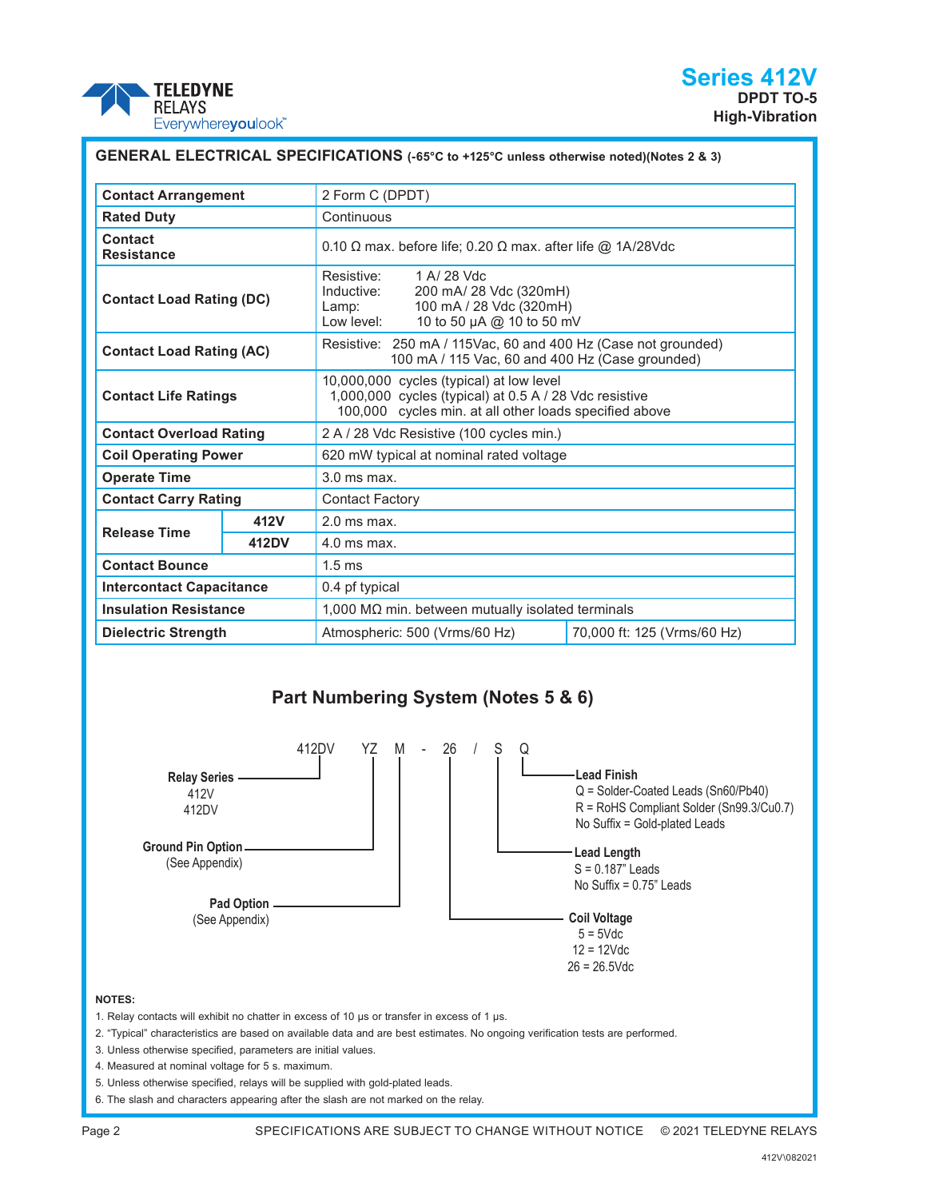## GENERAL ELECTRICAL SPECIFICATIONS (-65°C to +125°C unless otherwise noted)(Notes 2 & 3)

| Parameter | | Specification | |
|---|---|---|---|
| **Contact Arrangement** | | 2 Form C (DPDT) | |
| **Rated Duty** | | Continuous | |
| **Contact Resistance** | | 0.10 Ω max. before life; 0.20 Ω max. after life @ 1A/28Vdc | |
| **Contact Load Rating (DC)** | | Resistive: 1 A/ 28 Vdc<br>Inductive: 200 mA/ 28 Vdc (320mH)<br>Lamp: 100 mA / 28 Vdc (320mH)<br>Low level: 10 to 50 µA @ 10 to 50 mV | |
| **Contact Load Rating (AC)** | | Resistive: 250 mA / 115Vac, 60 and 400 Hz (Case not grounded)<br>100 mA / 115 Vac, 60 and 400 Hz (Case grounded) | |
| **Contact Life Ratings** | | 10,000,000 cycles (typical) at low level<br>1,000,000 cycles (typical) at 0.5 A / 28 Vdc resistive<br>100,000 cycles min. at all other loads specified above | |
| **Contact Overload Rating** | | 2 A / 28 Vdc Resistive (100 cycles min.) | |
| **Coil Operating Power** | | 620 mW typical at nominal rated voltage | |
| **Operate Time** | | 3.0 ms max. | |
| **Contact Carry Rating** | | Contact Factory | |
| **Release Time** | **412V** | 2.0 ms max. | |
| | **412DV** | 4.0 ms max. | |
| **Contact Bounce** | | 1.5 ms | |
| **Intercontact Capacitance** | | 0.4 pf typical | |
| **Insulation Resistance** | | 1,000 MΩ min. between mutually isolated terminals | |
| **Dielectric Strength** | | Atmospheric: 500 (Vrms/60 Hz) | 70,000 ft: 125 (Vrms/60 Hz) |

## Part Numbering System (Notes 5 & 6)

412DV YZ M - 26 / S Q

- **Relay Series**: 412V, 412DV
- **Ground Pin Option** (See Appendix)
- **Pad Option** (See Appendix)
- **Coil Voltage**
  - 5 = 5Vdc
  - 12 = 12Vdc
  - 26 = 26.5Vdc
- **Lead Length**
  - S = 0.187" Leads
  - No Suffix = 0.75" Leads
- **Lead Finish**
  - Q = Solder-Coated Leads (Sn60/Pb40)
  - R = RoHS Compliant Solder (Sn99.3/Cu0.7)
  - No Suffix = Gold-plated Leads

**NOTES:**

1. Relay contacts will exhibit no chatter in excess of 10 µs or transfer in excess of 1 µs.
2. "Typical" characteristics are based on available data and are best estimates. No ongoing verification tests are performed.
3. Unless otherwise specified, parameters are initial values.
4. Measured at nominal voltage for 5 s. maximum.
5. Unless otherwise specified, relays will be supplied with gold-plated leads.
6. The slash and characters appearing after the slash are not marked on the relay.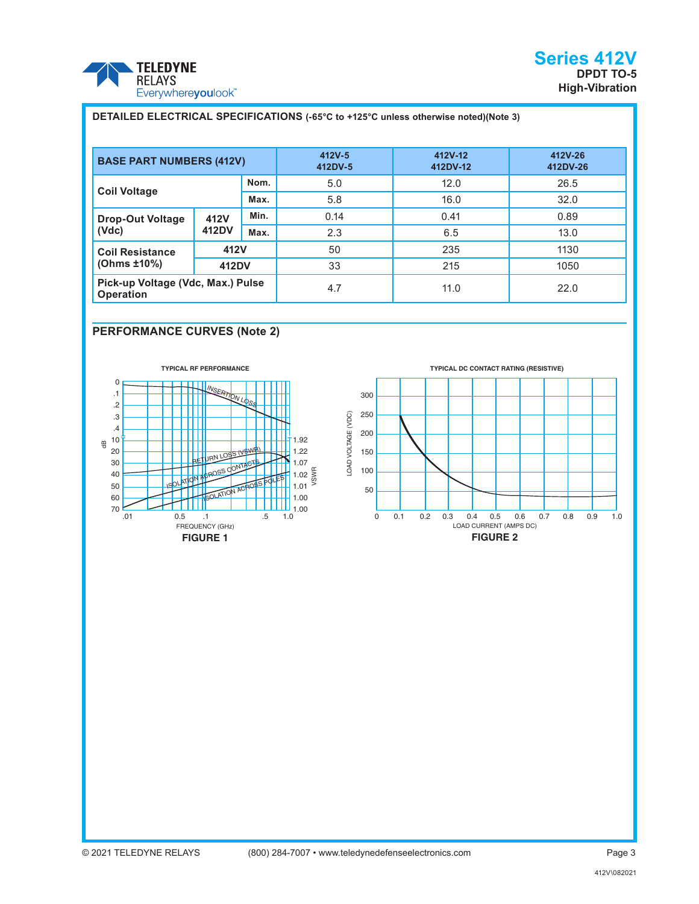## DETAILED ELECTRICAL SPECIFICATIONS (-65°C to +125°C unless otherwise noted)(Note 3)

| BASE PART NUMBERS (412V) | | | 412V-5 412DV-5 | 412V-12 412DV-12 | 412V-26 412DV-26 |
|---|---|---|---|---|---|
| Coil Voltage | | Nom. | 5.0 | 12.0 | 26.5 |
| | | Max. | 5.8 | 16.0 | 32.0 |
| Drop-Out Voltage (Vdc) | 412V 412DV | Min. | 0.14 | 0.41 | 0.89 |
| | | Max. | 2.3 | 6.5 | 13.0 |
| Coil Resistance (Ohms ±10%) | 412V | | 50 | 235 | 1130 |
| | 412DV | | 33 | 215 | 1050 |
| Pick-up Voltage (Vdc, Max.) Pulse Operation | | | 4.7 | 11.0 | 22.0 |

## PERFORMANCE CURVES (Note 2)

TYPICAL RF PERFORMANCE

FIGURE 1

TYPICAL DC CONTACT RATING (RESISTIVE)

FIGURE 2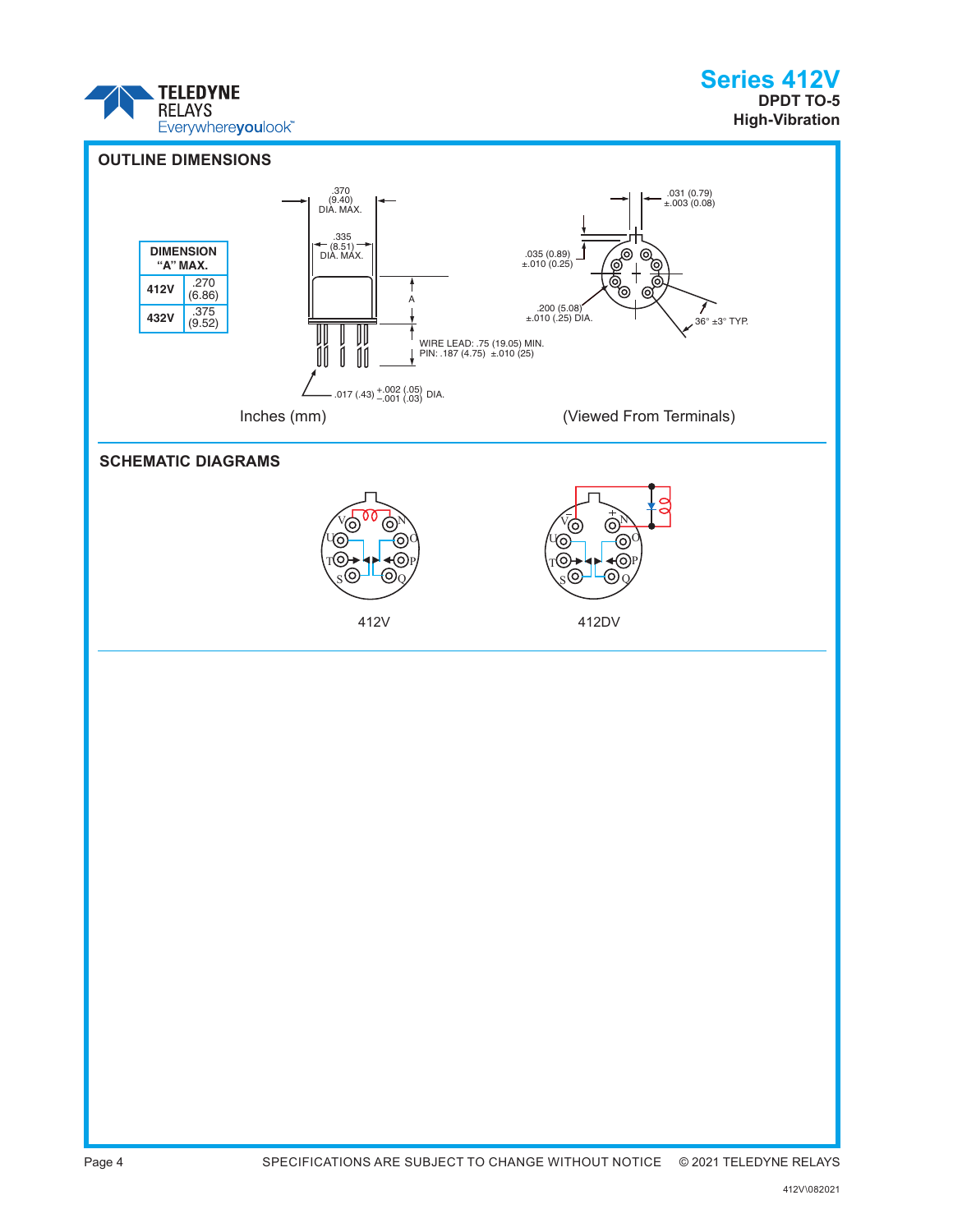## OUTLINE DIMENSIONS

| DIMENSION "A" MAX. | |
|---|---|
| 412V | .270 (6.86) |
| 432V | .375 (9.52) |

.370 (9.40) DIA. MAX.

.335 (8.51) DIA. MAX.

A

WIRE LEAD: .75 (19.05) MIN.
PIN: .187 (4.75) ±.010 (25)

.017 (.43) $^{+.002\ (.05)}_{-.001\ (.03)}$ DIA.

.031 (0.79) ±.003 (0.08)

.035 (0.89) ±.010 (0.25)

.200 (5.08) ±.010 (.25) DIA.

36° ±3° TYP.

Inches (mm)

(Viewed From Terminals)

## SCHEMATIC DIAGRAMS

412V

412DV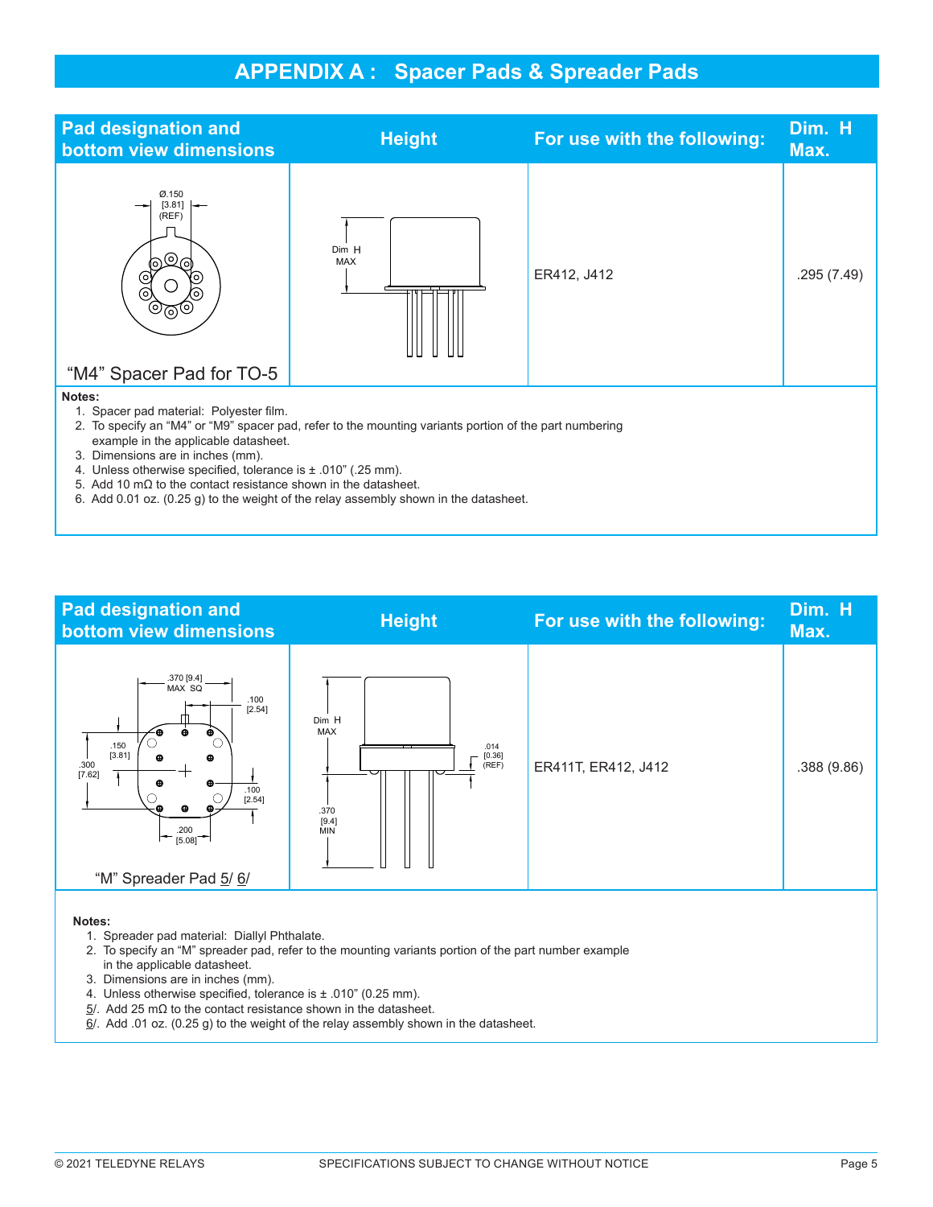# APPENDIX A : Spacer Pads & Spreader Pads

| Pad designation and bottom view dimensions | Height | For use with the following: | Dim. H Max. |
|---|---|---|---|
| Ø.150 [3.81] (REF)<br>"M4" Spacer Pad for TO-5 | Dim H MAX | ER412, J412 | .295 (7.49) |

**Notes:**

1. Spacer pad material: Polyester film.
2. To specify an "M4" or "M9" spacer pad, refer to the mounting variants portion of the part numbering example in the applicable datasheet.
3. Dimensions are in inches (mm).
4. Unless otherwise specified, tolerance is ± .010" (.25 mm).
5. Add 10 mΩ to the contact resistance shown in the datasheet.
6. Add 0.01 oz. (0.25 g) to the weight of the relay assembly shown in the datasheet.

| Pad designation and bottom view dimensions | Height | For use with the following: | Dim. H Max. |
|---|---|---|---|
| .370 [9.4] MAX SQ<br>.100 [2.54]<br>.150 [3.81]<br>.300 [7.62]<br>.100 [2.54]<br>.200 [5.08]<br>"M" Spreader Pad 5/ 6/ | Dim H MAX<br>.014 [0.36] (REF)<br>.370 [9.4] MIN | ER411T, ER412, J412 | .388 (9.86) |

**Notes:**

1. Spreader pad material: Diallyl Phthalate.
2. To specify an "M" spreader pad, refer to the mounting variants portion of the part number example in the applicable datasheet.
3. Dimensions are in inches (mm).
4. Unless otherwise specified, tolerance is ± .010" (0.25 mm).

5/. Add 25 mΩ to the contact resistance shown in the datasheet.

6/. Add .01 oz. (0.25 g) to the weight of the relay assembly shown in the datasheet.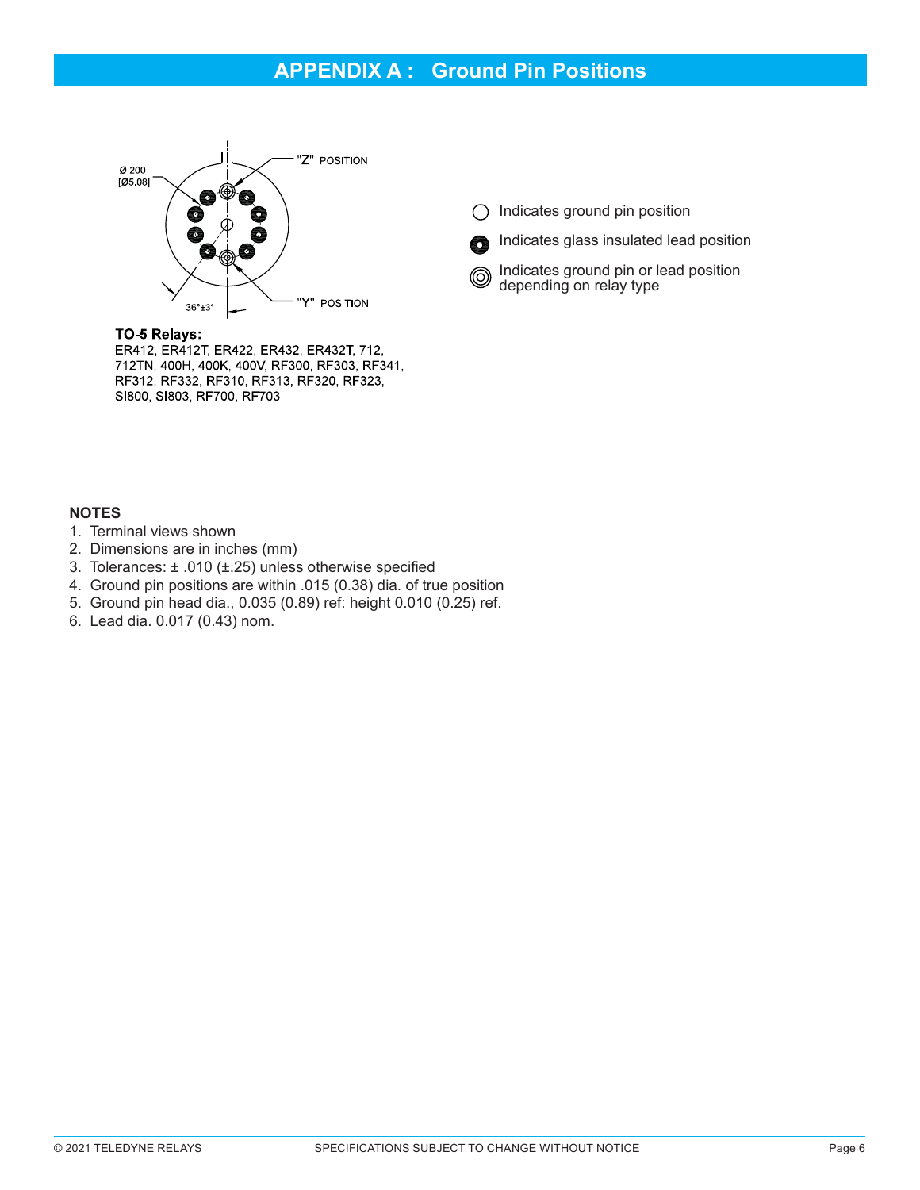# APPENDIX A : Ground Pin Positions

Ø.200
[Ø5.08]

"Z" POSITION

"Y" POSITION

36°±3°

Indicates ground pin position

Indicates glass insulated lead position

Indicates ground pin or lead position depending on relay type

**TO-5 Relays:**
ER412, ER412T, ER422, ER432, ER432T, 712, 712TN, 400H, 400K, 400V, RF300, RF303, RF341, RF312, RF332, RF310, RF313, RF320, RF323, SI800, SI803, RF700, RF703

**NOTES**

1. Terminal views shown
2. Dimensions are in inches (mm)
3. Tolerances: ± .010 (±.25) unless otherwise specified
4. Ground pin positions are within .015 (0.38) dia. of true position
5. Ground pin head dia., 0.035 (0.89) ref: height 0.010 (0.25) ref.
6. Lead dia. 0.017 (0.43) nom.